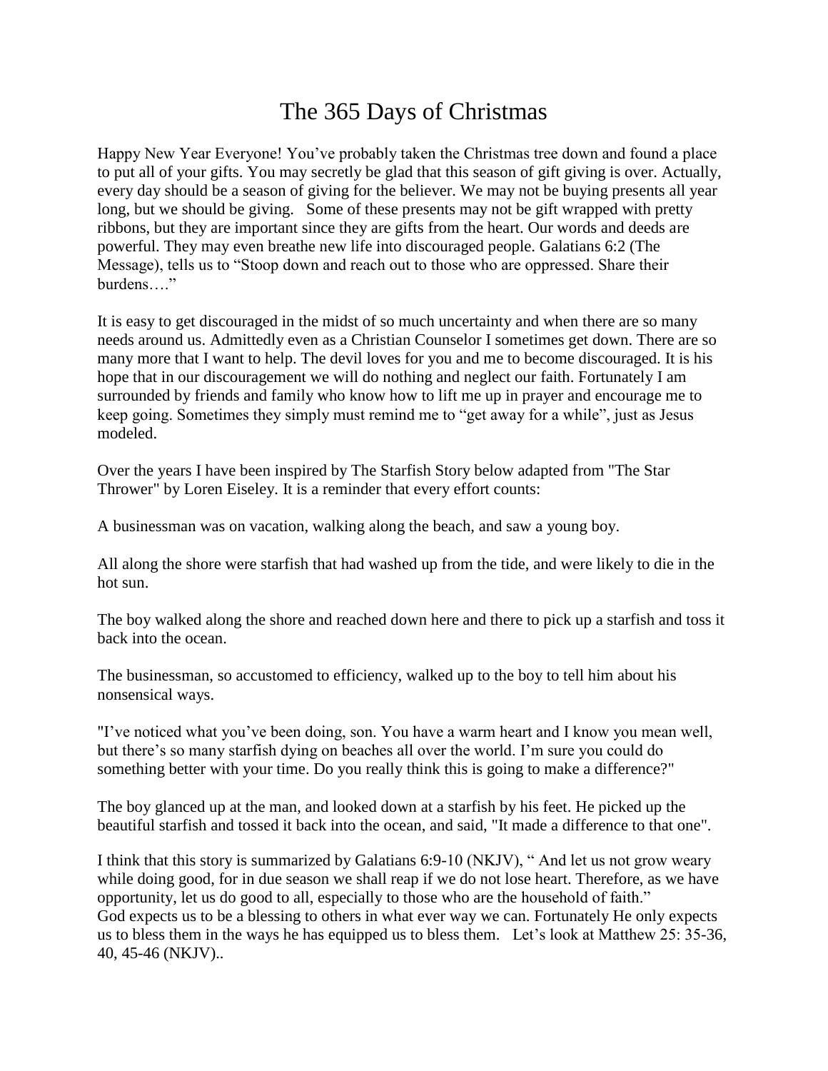# The 365 Days of Christmas

Happy New Year Everyone! You've probably taken the Christmas tree down and found a place to put all of your gifts. You may secretly be glad that this season of gift giving is over. Actually, every day should be a season of giving for the believer. We may not be buying presents all year long, but we should be giving. Some of these presents may not be gift wrapped with pretty ribbons, but they are important since they are gifts from the heart. Our words and deeds are powerful. They may even breathe new life into discouraged people. Galatians 6:2 (The Message), tells us to "Stoop down and reach out to those who are oppressed. Share their burdens…."

It is easy to get discouraged in the midst of so much uncertainty and when there are so many needs around us. Admittedly even as a Christian Counselor I sometimes get down. There are so many more that I want to help. The devil loves for you and me to become discouraged. It is his hope that in our discouragement we will do nothing and neglect our faith. Fortunately I am surrounded by friends and family who know how to lift me up in prayer and encourage me to keep going. Sometimes they simply must remind me to "get away for a while", just as Jesus modeled.

Over the years I have been inspired by The Starfish Story below adapted from "The Star Thrower" by Loren Eiseley. It is a reminder that every effort counts:

A businessman was on vacation, walking along the beach, and saw a young boy.

All along the shore were starfish that had washed up from the tide, and were likely to die in the hot sun.

The boy walked along the shore and reached down here and there to pick up a starfish and toss it back into the ocean.

The businessman, so accustomed to efficiency, walked up to the boy to tell him about his nonsensical ways.

"I've noticed what you've been doing, son. You have a warm heart and I know you mean well, but there's so many starfish dying on beaches all over the world. I'm sure you could do something better with your time. Do you really think this is going to make a difference?"

The boy glanced up at the man, and looked down at a starfish by his feet. He picked up the beautiful starfish and tossed it back into the ocean, and said, "It made a difference to that one".

I think that this story is summarized by Galatians 6:9-10 (NKJV), " And let us not grow weary while doing good, for in due season we shall reap if we do not lose heart. Therefore, as we have opportunity, let us do good to all, especially to those who are the household of faith."
God expects us to be a blessing to others in what ever way we can. Fortunately He only expects us to bless them in the ways he has equipped us to bless them. Let's look at Matthew 25: 35-36, 40, 45-46 (NKJV)..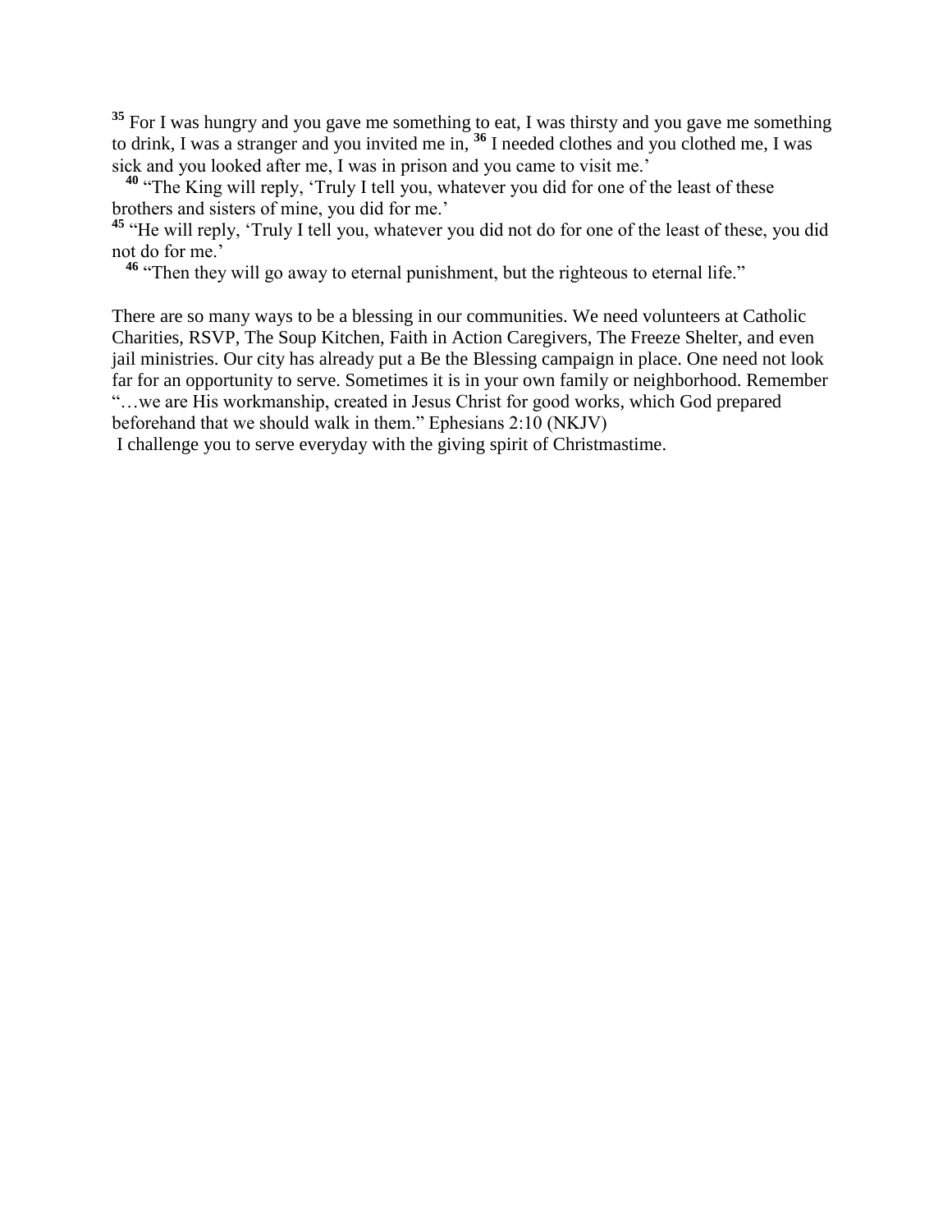[35] For I was hungry and you gave me something to eat, I was thirsty and you gave me something to drink, I was a stranger and you invited me in, [36] I needed clothes and you clothed me, I was sick and you looked after me, I was in prison and you came to visit me.'

[40] "The King will reply, 'Truly I tell you, whatever you did for one of the least of these brothers and sisters of mine, you did for me.'

[45] "He will reply, 'Truly I tell you, whatever you did not do for one of the least of these, you did not do for me.'

[46] "Then they will go away to eternal punishment, but the righteous to eternal life."

There are so many ways to be a blessing in our communities. We need volunteers at Catholic Charities, RSVP, The Soup Kitchen, Faith in Action Caregivers, The Freeze Shelter, and even jail ministries. Our city has already put a Be the Blessing campaign in place. One need not look far for an opportunity to serve. Sometimes it is in your own family or neighborhood. Remember "…we are His workmanship, created in Jesus Christ for good works, which God prepared beforehand that we should walk in them." Ephesians 2:10 (NKJV)

I challenge you to serve everyday with the giving spirit of Christmastime.